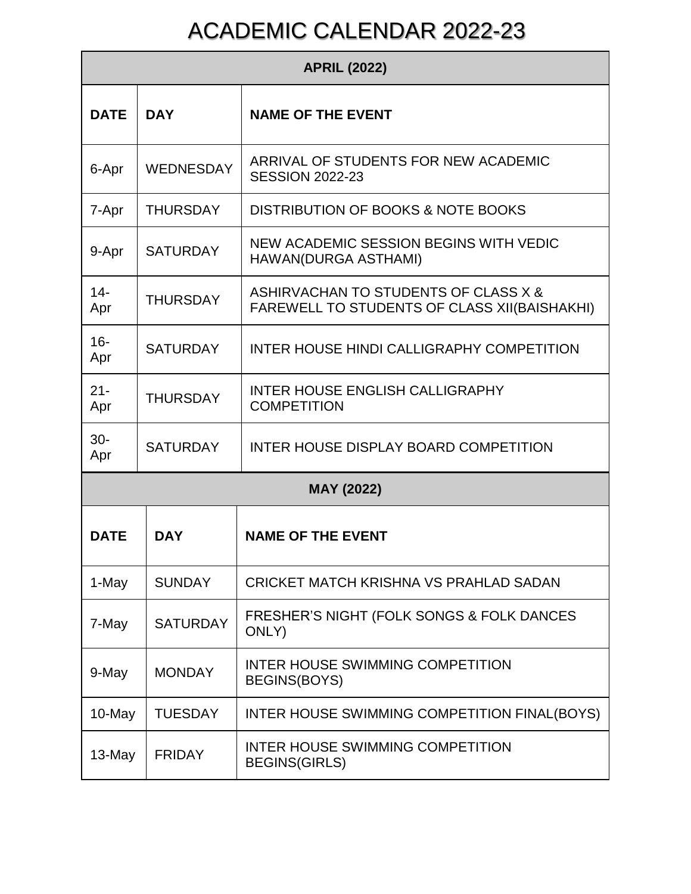# ACADEMIC CALENDAR 2022-23

| APRIL (2022) | | |
|---|---|---|
| **DATE** | **DAY** | **NAME OF THE EVENT** |
| 6-Apr | WEDNESDAY | ARRIVAL OF STUDENTS FOR NEW ACADEMIC SESSION 2022-23 |
| 7-Apr | THURSDAY | DISTRIBUTION OF BOOKS & NOTE BOOKS |
| 9-Apr | SATURDAY | NEW ACADEMIC SESSION BEGINS WITH VEDIC HAWAN(DURGA ASTHAMI) |
| 14-Apr | THURSDAY | ASHIRVACHAN TO STUDENTS OF CLASS X & FAREWELL TO STUDENTS OF CLASS XII(BAISHAKHI) |
| 16-Apr | SATURDAY | INTER HOUSE HINDI CALLIGRAPHY COMPETITION |
| 21-Apr | THURSDAY | INTER HOUSE ENGLISH CALLIGRAPHY COMPETITION |
| 30-Apr | SATURDAY | INTER HOUSE DISPLAY BOARD COMPETITION |

| MAY (2022) | | |
|---|---|---|
| **DATE** | **DAY** | **NAME OF THE EVENT** |
| 1-May | SUNDAY | CRICKET MATCH KRISHNA VS PRAHLAD SADAN |
| 7-May | SATURDAY | FRESHER'S NIGHT (FOLK SONGS & FOLK DANCES ONLY) |
| 9-May | MONDAY | INTER HOUSE SWIMMING COMPETITION BEGINS(BOYS) |
| 10-May | TUESDAY | INTER HOUSE SWIMMING COMPETITION FINAL(BOYS) |
| 13-May | FRIDAY | INTER HOUSE SWIMMING COMPETITION BEGINS(GIRLS) |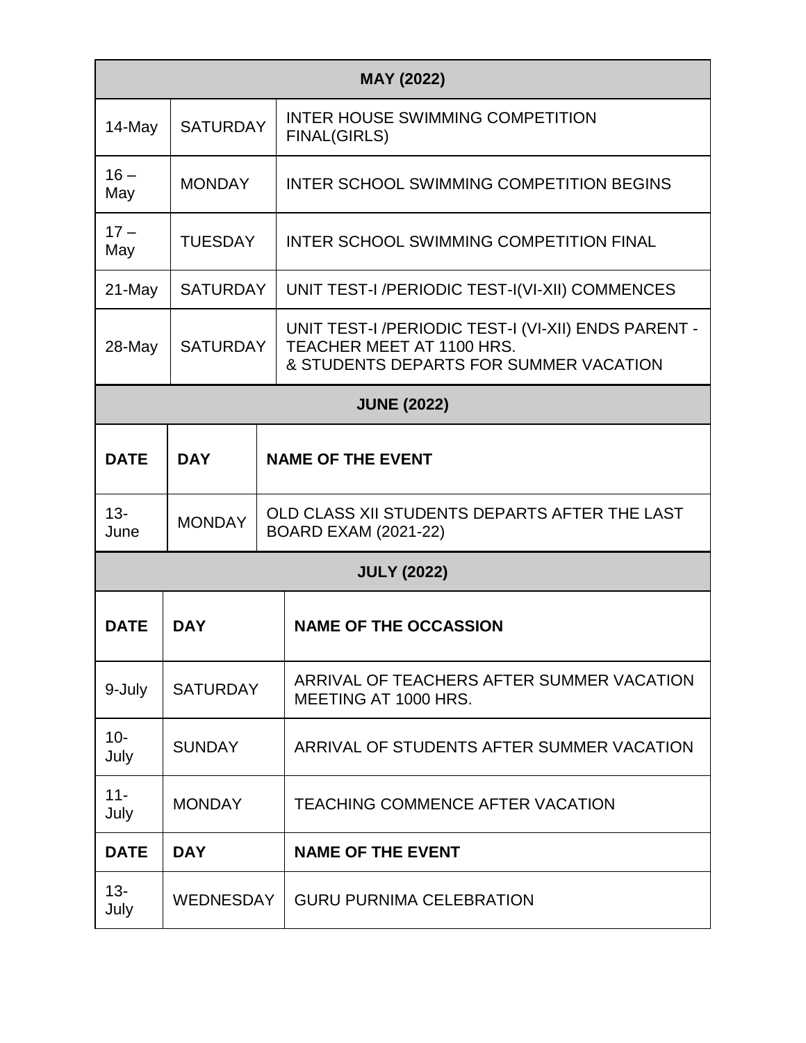| MAY (2022) | | |
|---|---|---|
| 14-May | SATURDAY | INTER HOUSE SWIMMING COMPETITION FINAL(GIRLS) |
| 16 – May | MONDAY | INTER SCHOOL SWIMMING COMPETITION BEGINS |
| 17 – May | TUESDAY | INTER SCHOOL SWIMMING COMPETITION FINAL |
| 21-May | SATURDAY | UNIT TEST-I /PERIODIC TEST-I(VI-XII) COMMENCES |
| 28-May | SATURDAY | UNIT TEST-I /PERIODIC TEST-I (VI-XII) ENDS PARENT - TEACHER MEET AT 1100 HRS. & STUDENTS DEPARTS FOR SUMMER VACATION |

| JUNE (2022) | | |
|---|---|---|
| **DATE** | **DAY** | **NAME OF THE EVENT** |
| 13-June | MONDAY | OLD CLASS XII STUDENTS DEPARTS AFTER THE LAST BOARD EXAM (2021-22) |

| JULY (2022) | | |
|---|---|---|
| **DATE** | **DAY** | **NAME OF THE OCCASSION** |
| 9-July | SATURDAY | ARRIVAL OF TEACHERS AFTER SUMMER VACATION MEETING AT 1000 HRS. |
| 10-July | SUNDAY | ARRIVAL OF STUDENTS AFTER SUMMER VACATION |
| 11-July | MONDAY | TEACHING COMMENCE AFTER VACATION |
| **DATE** | **DAY** | **NAME OF THE EVENT** |
| 13-July | WEDNESDAY | GURU PURNIMA CELEBRATION |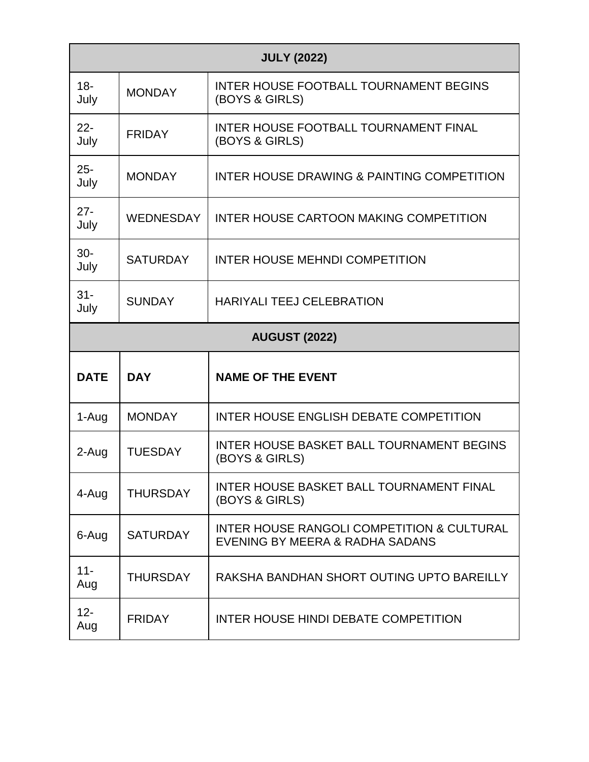| JULY (2022) | | |
|---|---|---|
| 18-July | MONDAY | INTER HOUSE FOOTBALL TOURNAMENT BEGINS (BOYS & GIRLS) |
| 22-July | FRIDAY | INTER HOUSE FOOTBALL TOURNAMENT FINAL (BOYS & GIRLS) |
| 25-July | MONDAY | INTER HOUSE DRAWING & PAINTING COMPETITION |
| 27-July | WEDNESDAY | INTER HOUSE CARTOON MAKING COMPETITION |
| 30-July | SATURDAY | INTER HOUSE MEHNDI COMPETITION |
| 31-July | SUNDAY | HARIYALI TEEJ CELEBRATION |

| AUGUST (2022) | | |
|---|---|---|
| **DATE** | **DAY** | **NAME OF THE EVENT** |
| 1-Aug | MONDAY | INTER HOUSE ENGLISH DEBATE COMPETITION |
| 2-Aug | TUESDAY | INTER HOUSE BASKET BALL TOURNAMENT BEGINS (BOYS & GIRLS) |
| 4-Aug | THURSDAY | INTER HOUSE BASKET BALL TOURNAMENT FINAL (BOYS & GIRLS) |
| 6-Aug | SATURDAY | INTER HOUSE RANGOLI COMPETITION & CULTURAL EVENING BY MEERA & RADHA SADANS |
| 11-Aug | THURSDAY | RAKSHA BANDHAN SHORT OUTING UPTO BAREILLY |
| 12-Aug | FRIDAY | INTER HOUSE HINDI DEBATE COMPETITION |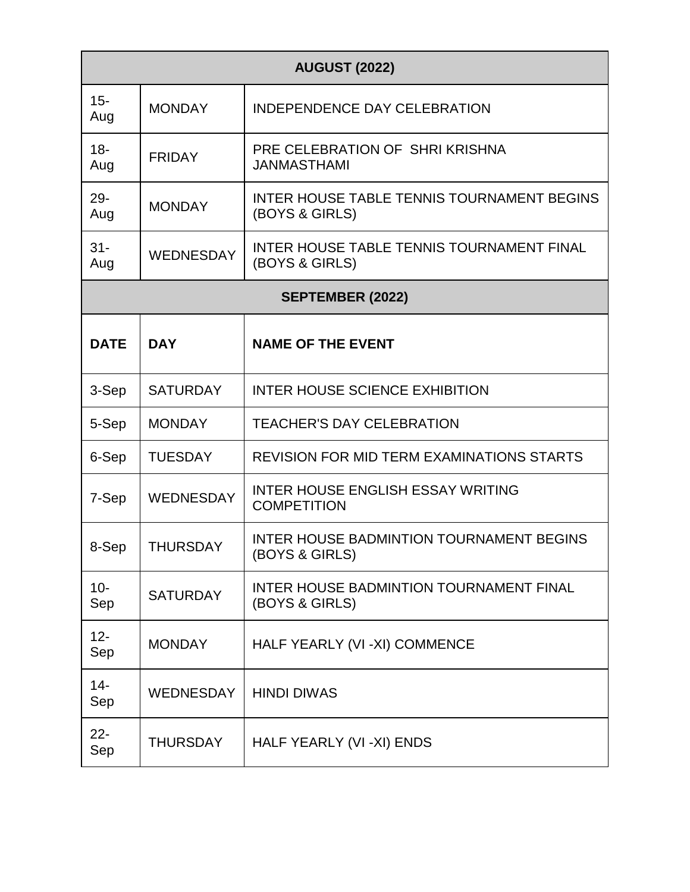| AUGUST (2022) | | |
|---|---|---|
| 15-Aug | MONDAY | INDEPENDENCE DAY CELEBRATION |
| 18-Aug | FRIDAY | PRE CELEBRATION OF SHRI KRISHNA JANMASTHAMI |
| 29-Aug | MONDAY | INTER HOUSE TABLE TENNIS TOURNAMENT BEGINS (BOYS & GIRLS) |
| 31-Aug | WEDNESDAY | INTER HOUSE TABLE TENNIS TOURNAMENT FINAL (BOYS & GIRLS) |

| SEPTEMBER (2022) | | |
|---|---|---|
| **DATE** | **DAY** | **NAME OF THE EVENT** |
| 3-Sep | SATURDAY | INTER HOUSE SCIENCE EXHIBITION |
| 5-Sep | MONDAY | TEACHER'S DAY CELEBRATION |
| 6-Sep | TUESDAY | REVISION FOR MID TERM EXAMINATIONS STARTS |
| 7-Sep | WEDNESDAY | INTER HOUSE ENGLISH ESSAY WRITING COMPETITION |
| 8-Sep | THURSDAY | INTER HOUSE BADMINTION TOURNAMENT BEGINS (BOYS & GIRLS) |
| 10-Sep | SATURDAY | INTER HOUSE BADMINTION TOURNAMENT FINAL (BOYS & GIRLS) |
| 12-Sep | MONDAY | HALF YEARLY (VI -XI) COMMENCE |
| 14-Sep | WEDNESDAY | HINDI DIWAS |
| 22-Sep | THURSDAY | HALF YEARLY (VI -XI) ENDS |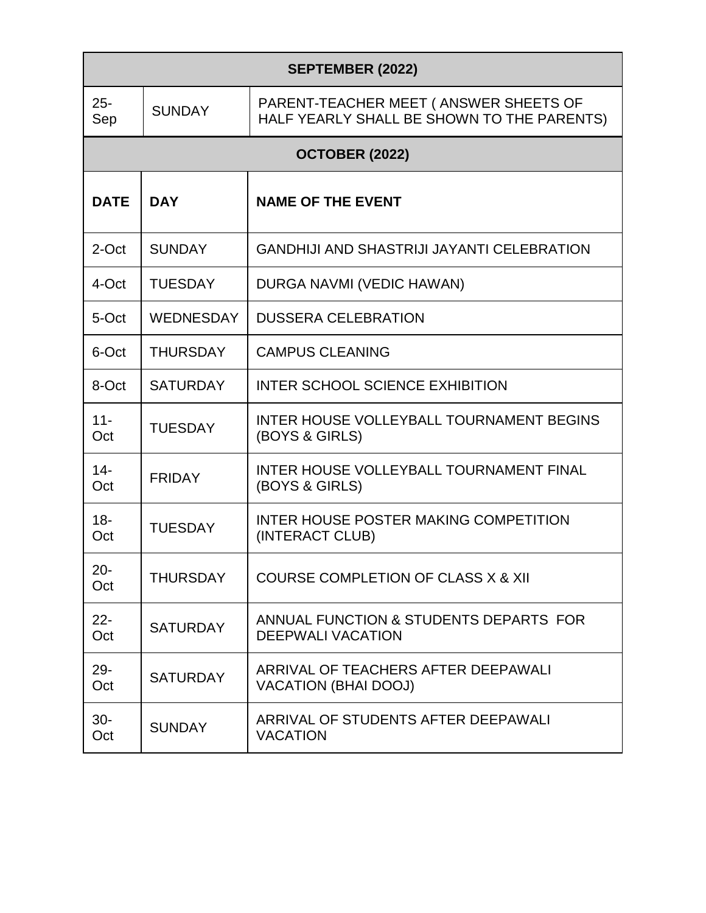| SEPTEMBER (2022) | | |
|---|---|---|
| 25-Sep | SUNDAY | PARENT-TEACHER MEET ( ANSWER SHEETS OF HALF YEARLY SHALL BE SHOWN TO THE PARENTS) |

| OCTOBER (2022) | | |
|---|---|---|
| **DATE** | **DAY** | **NAME OF THE EVENT** |
| 2-Oct | SUNDAY | GANDHIJI AND SHASTRIJI JAYANTI CELEBRATION |
| 4-Oct | TUESDAY | DURGA NAVMI (VEDIC HAWAN) |
| 5-Oct | WEDNESDAY | DUSSERA CELEBRATION |
| 6-Oct | THURSDAY | CAMPUS CLEANING |
| 8-Oct | SATURDAY | INTER SCHOOL SCIENCE EXHIBITION |
| 11-Oct | TUESDAY | INTER HOUSE VOLLEYBALL TOURNAMENT BEGINS (BOYS & GIRLS) |
| 14-Oct | FRIDAY | INTER HOUSE VOLLEYBALL TOURNAMENT FINAL (BOYS & GIRLS) |
| 18-Oct | TUESDAY | INTER HOUSE POSTER MAKING COMPETITION (INTERACT CLUB) |
| 20-Oct | THURSDAY | COURSE COMPLETION OF CLASS X & XII |
| 22-Oct | SATURDAY | ANNUAL FUNCTION & STUDENTS DEPARTS FOR DEEPWALI VACATION |
| 29-Oct | SATURDAY | ARRIVAL OF TEACHERS AFTER DEEPAWALI VACATION (BHAI DOOJ) |
| 30-Oct | SUNDAY | ARRIVAL OF STUDENTS AFTER DEEPAWALI VACATION |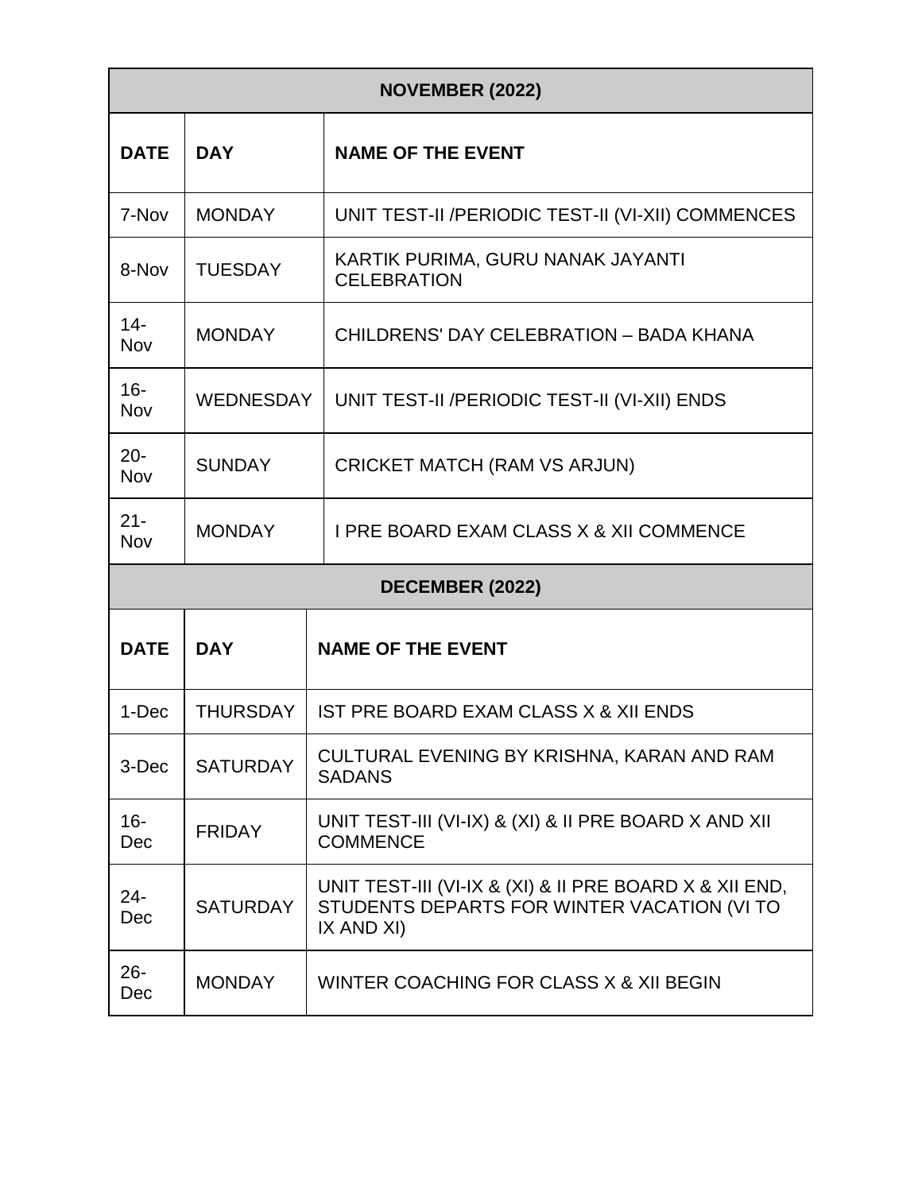| NOVEMBER (2022) | | |
|---|---|---|
| **DATE** | **DAY** | **NAME OF THE EVENT** |
| 7-Nov | MONDAY | UNIT TEST-II /PERIODIC TEST-II (VI-XII) COMMENCES |
| 8-Nov | TUESDAY | KARTIK PURIMA, GURU NANAK JAYANTI CELEBRATION |
| 14-Nov | MONDAY | CHILDRENS' DAY CELEBRATION – BADA KHANA |
| 16-Nov | WEDNESDAY | UNIT TEST-II /PERIODIC TEST-II (VI-XII) ENDS |
| 20-Nov | SUNDAY | CRICKET MATCH (RAM VS ARJUN) |
| 21-Nov | MONDAY | I PRE BOARD EXAM CLASS X & XII COMMENCE |

| DECEMBER (2022) | | |
|---|---|---|
| **DATE** | **DAY** | **NAME OF THE EVENT** |
| 1-Dec | THURSDAY | IST PRE BOARD EXAM CLASS X & XII ENDS |
| 3-Dec | SATURDAY | CULTURAL EVENING BY KRISHNA, KARAN AND RAM SADANS |
| 16-Dec | FRIDAY | UNIT TEST-III (VI-IX) & (XI) & II PRE BOARD X AND XII COMMENCE |
| 24-Dec | SATURDAY | UNIT TEST-III (VI-IX & (XI) & II PRE BOARD X & XII END, STUDENTS DEPARTS FOR WINTER VACATION (VI TO IX AND XI) |
| 26-Dec | MONDAY | WINTER COACHING FOR CLASS X & XII BEGIN |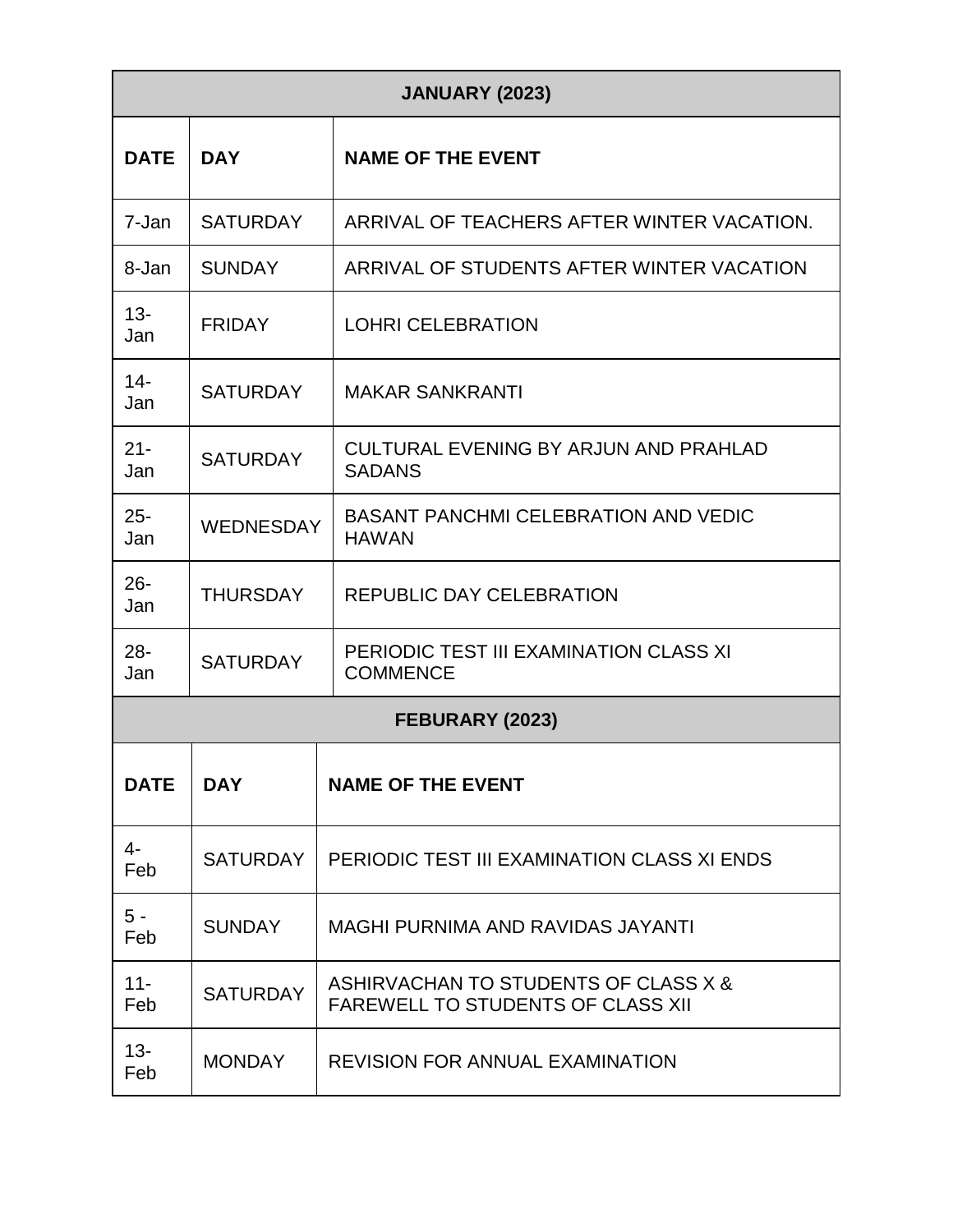| JANUARY (2023) | | |
|---|---|---|
| **DATE** | **DAY** | **NAME OF THE EVENT** |
| 7-Jan | SATURDAY | ARRIVAL OF TEACHERS AFTER WINTER VACATION. |
| 8-Jan | SUNDAY | ARRIVAL OF STUDENTS AFTER WINTER VACATION |
| 13-Jan | FRIDAY | LOHRI CELEBRATION |
| 14-Jan | SATURDAY | MAKAR SANKRANTI |
| 21-Jan | SATURDAY | CULTURAL EVENING BY ARJUN AND PRAHLAD SADANS |
| 25-Jan | WEDNESDAY | BASANT PANCHMI CELEBRATION AND VEDIC HAWAN |
| 26-Jan | THURSDAY | REPUBLIC DAY CELEBRATION |
| 28-Jan | SATURDAY | PERIODIC TEST III EXAMINATION CLASS XI COMMENCE |

| FEBURARY (2023) | | |
|---|---|---|
| **DATE** | **DAY** | **NAME OF THE EVENT** |
| 4-Feb | SATURDAY | PERIODIC TEST III EXAMINATION CLASS XI ENDS |
| 5 - Feb | SUNDAY | MAGHI PURNIMA AND RAVIDAS JAYANTI |
| 11-Feb | SATURDAY | ASHIRVACHAN TO STUDENTS OF CLASS X & FAREWELL TO STUDENTS OF CLASS XII |
| 13-Feb | MONDAY | REVISION FOR ANNUAL EXAMINATION |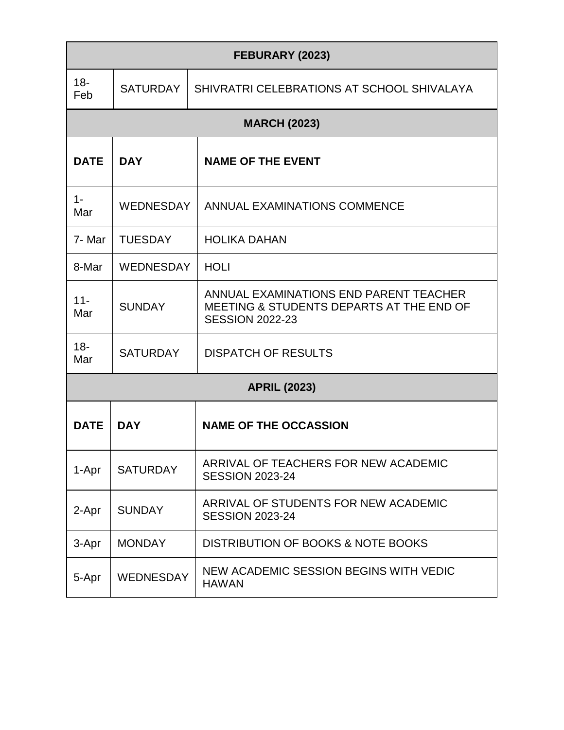| FEBURARY (2023) | | |
|---|---|---|
| 18-Feb | SATURDAY | SHIVRATRI CELEBRATIONS AT SCHOOL SHIVALAYA |

| MARCH (2023) | | |
|---|---|---|
| **DATE** | **DAY** | **NAME OF THE EVENT** |
| 1-Mar | WEDNESDAY | ANNUAL EXAMINATIONS COMMENCE |
| 7- Mar | TUESDAY | HOLIKA DAHAN |
| 8-Mar | WEDNESDAY | HOLI |
| 11-Mar | SUNDAY | ANNUAL EXAMINATIONS END PARENT TEACHER MEETING & STUDENTS DEPARTS AT THE END OF SESSION 2022-23 |
| 18-Mar | SATURDAY | DISPATCH OF RESULTS |

| APRIL (2023) | | |
|---|---|---|
| **DATE** | **DAY** | **NAME OF THE OCCASSION** |
| 1-Apr | SATURDAY | ARRIVAL OF TEACHERS FOR NEW ACADEMIC SESSION 2023-24 |
| 2-Apr | SUNDAY | ARRIVAL OF STUDENTS FOR NEW ACADEMIC SESSION 2023-24 |
| 3-Apr | MONDAY | DISTRIBUTION OF BOOKS & NOTE BOOKS |
| 5-Apr | WEDNESDAY | NEW ACADEMIC SESSION BEGINS WITH VEDIC HAWAN |